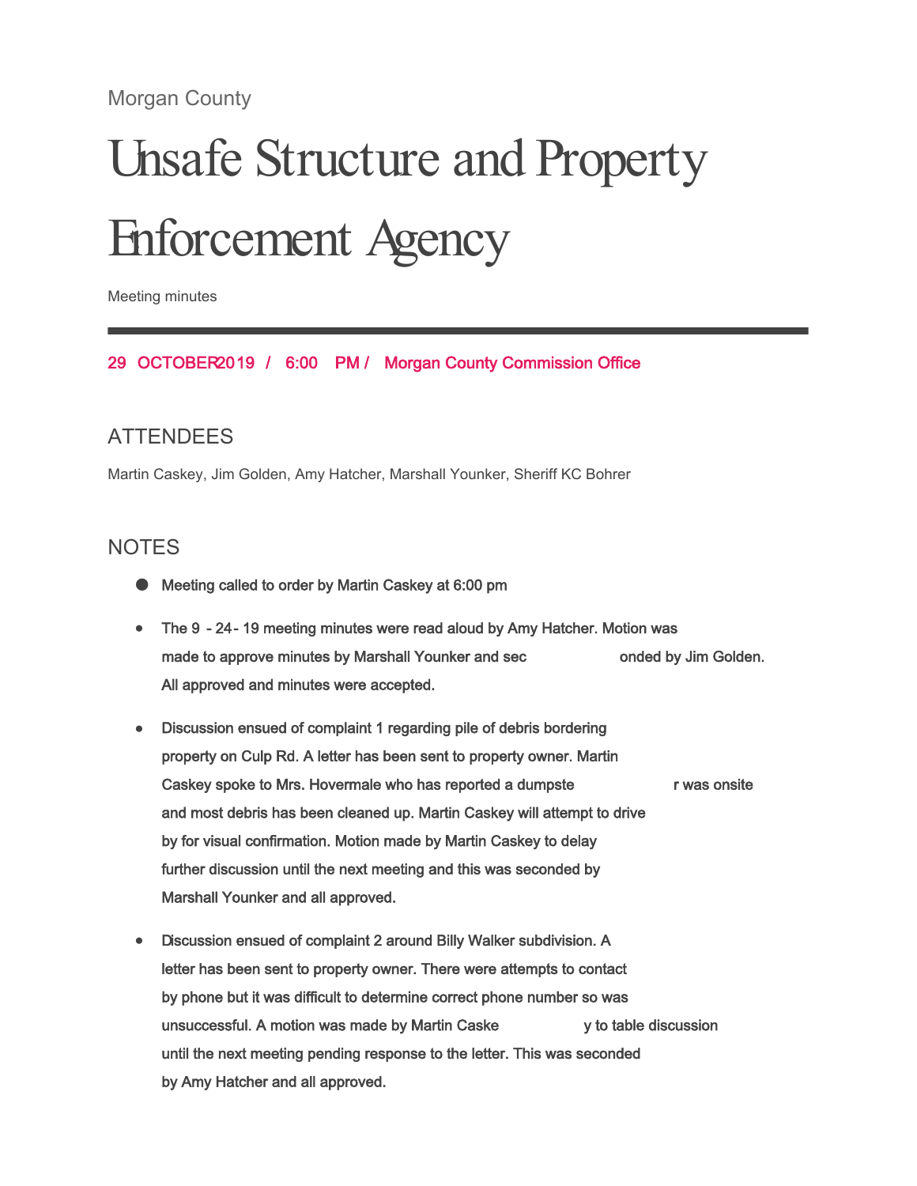Morgan County

# Unsafe Structure and Property Enforcement Agency

Meeting minutes

**29 OCTOBER 2019 / 6:00 PM / Morgan County Commission Office**

## ATTENDEES

Martin Caskey, Jim Golden, Amy Hatcher, Marshall Younker, Sheriff KC Bohrer

## NOTES

- Meeting called to order by Martin Caskey at 6:00 pm
- The 9-24-19 meeting minutes were read aloud by Amy Hatcher. Motion was made to approve minutes by Marshall Younker and seconded by Jim Golden. All approved and minutes were accepted.
- Discussion ensued of complaint 1 regarding pile of debris bordering property on Culp Rd. A letter has been sent to property owner. Martin Caskey spoke to Mrs. Hovermale who has reported a dumpster was onsite and most debris has been cleaned up. Martin Caskey will attempt to drive by for visual confirmation. Motion made by Martin Caskey to delay further discussion until the next meeting and this was seconded by Marshall Younker and all approved.
- Discussion ensued of complaint 2 around Billy Walker subdivision. A letter has been sent to property owner. There were attempts to contact by phone but it was difficult to determine correct phone number so was unsuccessful. A motion was made by Martin Caskey to table discussion until the next meeting pending response to the letter. This was seconded by Amy Hatcher and all approved.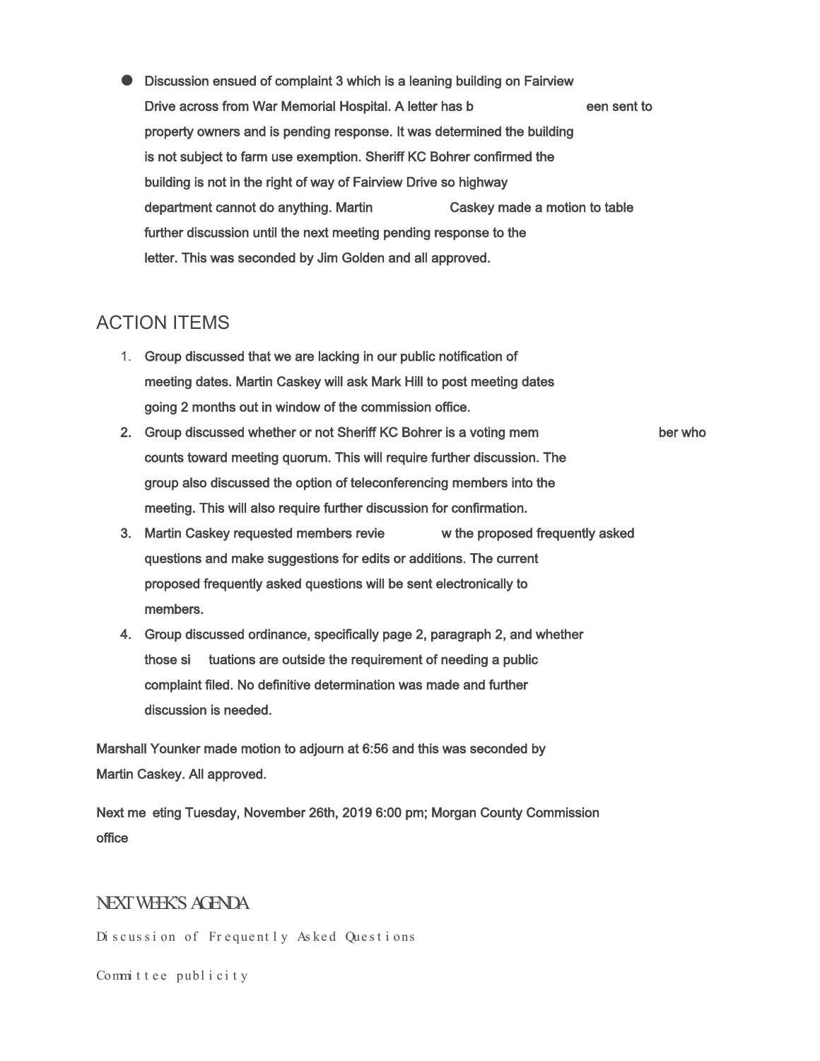- Discussion ensued of complaint 3 which is a leaning building on Fairview Drive across from War Memorial Hospital. A letter has been sent to property owners and is pending response. It was determined the building is not subject to farm use exemption. Sheriff KC Bohrer confirmed the building is not in the right of way of Fairview Drive so highway department cannot do anything. Martin Caskey made a motion to table further discussion until the next meeting pending response to the letter. This was seconded by Jim Golden and all approved.

## ACTION ITEMS

1. Group discussed that we are lacking in our public notification of meeting dates. Martin Caskey will ask Mark Hill to post meeting dates going 2 months out in window of the commission office.
2. Group discussed whether or not Sheriff KC Bohrer is a voting member who counts toward meeting quorum. This will require further discussion. The group also discussed the option of teleconferencing members into the meeting. This will also require further discussion for confirmation.
3. Martin Caskey requested members review the proposed frequently asked questions and make suggestions for edits or additions. The current proposed frequently asked questions will be sent electronically to members.
4. Group discussed ordinance, specifically page 2, paragraph 2, and whether those situations are outside the requirement of needing a public complaint filed. No definitive determination was made and further discussion is needed.

Marshall Younker made motion to adjourn at 6:56 and this was seconded by Martin Caskey. All approved.

Next meeting Tuesday, November 26th, 2019 6:00 pm; Morgan County Commission office

## NEXT WEEK'S AGENDA

Discussion of Frequently Asked Questions

Committee publicity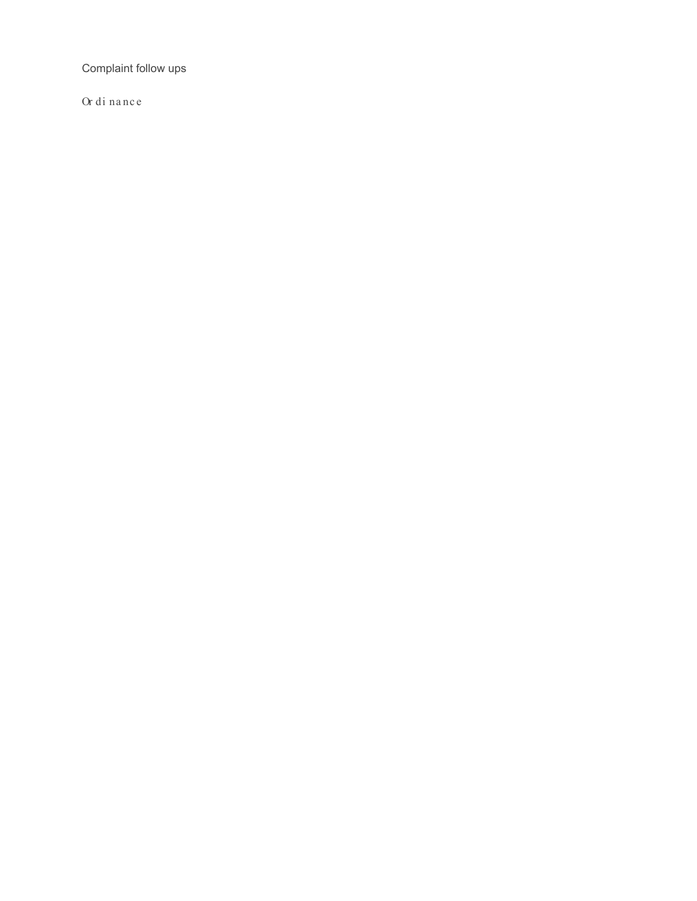Complaint follow ups

Ordinance